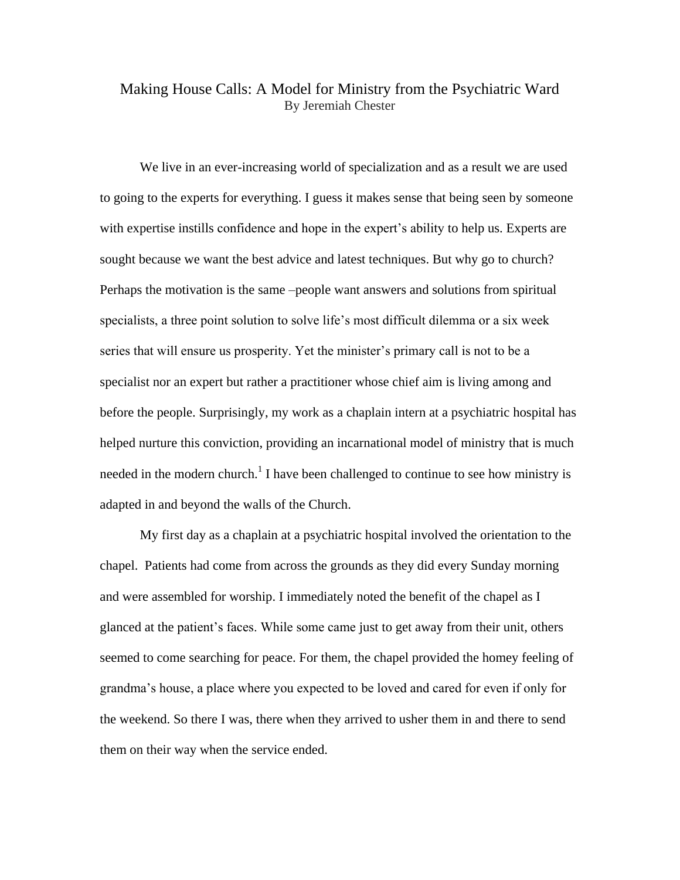# Making House Calls: A Model for Ministry from the Psychiatric Ward

By Jeremiah Chester

We live in an ever-increasing world of specialization and as a result we are used to going to the experts for everything. I guess it makes sense that being seen by someone with expertise instills confidence and hope in the expert's ability to help us. Experts are sought because we want the best advice and latest techniques. But why go to church? Perhaps the motivation is the same –people want answers and solutions from spiritual specialists, a three point solution to solve life's most difficult dilemma or a six week series that will ensure us prosperity. Yet the minister's primary call is not to be a specialist nor an expert but rather a practitioner whose chief aim is living among and before the people. Surprisingly, my work as a chaplain intern at a psychiatric hospital has helped nurture this conviction, providing an incarnational model of ministry that is much needed in the modern church.[1] I have been challenged to continue to see how ministry is adapted in and beyond the walls of the Church.

My first day as a chaplain at a psychiatric hospital involved the orientation to the chapel. Patients had come from across the grounds as they did every Sunday morning and were assembled for worship. I immediately noted the benefit of the chapel as I glanced at the patient's faces. While some came just to get away from their unit, others seemed to come searching for peace. For them, the chapel provided the homey feeling of grandma's house, a place where you expected to be loved and cared for even if only for the weekend. So there I was, there when they arrived to usher them in and there to send them on their way when the service ended.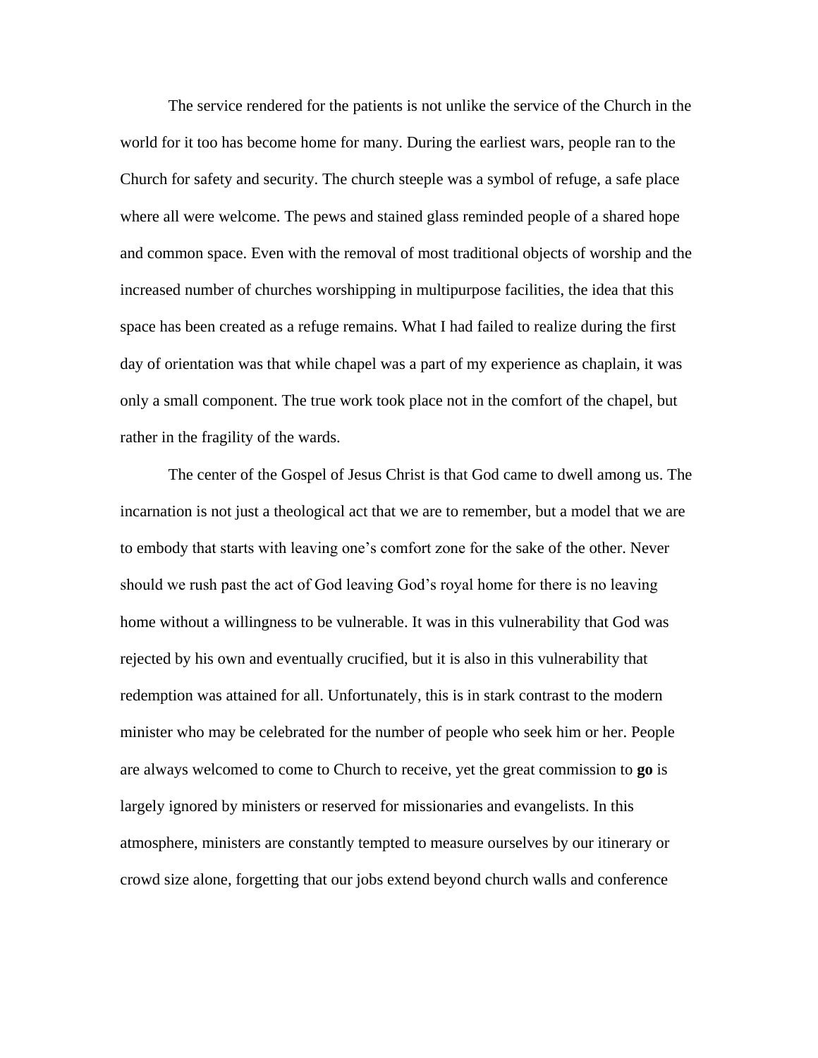The service rendered for the patients is not unlike the service of the Church in the world for it too has become home for many. During the earliest wars, people ran to the Church for safety and security. The church steeple was a symbol of refuge, a safe place where all were welcome. The pews and stained glass reminded people of a shared hope and common space. Even with the removal of most traditional objects of worship and the increased number of churches worshipping in multipurpose facilities, the idea that this space has been created as a refuge remains. What I had failed to realize during the first day of orientation was that while chapel was a part of my experience as chaplain, it was only a small component. The true work took place not in the comfort of the chapel, but rather in the fragility of the wards.

The center of the Gospel of Jesus Christ is that God came to dwell among us. The incarnation is not just a theological act that we are to remember, but a model that we are to embody that starts with leaving one's comfort zone for the sake of the other. Never should we rush past the act of God leaving God's royal home for there is no leaving home without a willingness to be vulnerable. It was in this vulnerability that God was rejected by his own and eventually crucified, but it is also in this vulnerability that redemption was attained for all. Unfortunately, this is in stark contrast to the modern minister who may be celebrated for the number of people who seek him or her. People are always welcomed to come to Church to receive, yet the great commission to **go** is largely ignored by ministers or reserved for missionaries and evangelists. In this atmosphere, ministers are constantly tempted to measure ourselves by our itinerary or crowd size alone, forgetting that our jobs extend beyond church walls and conference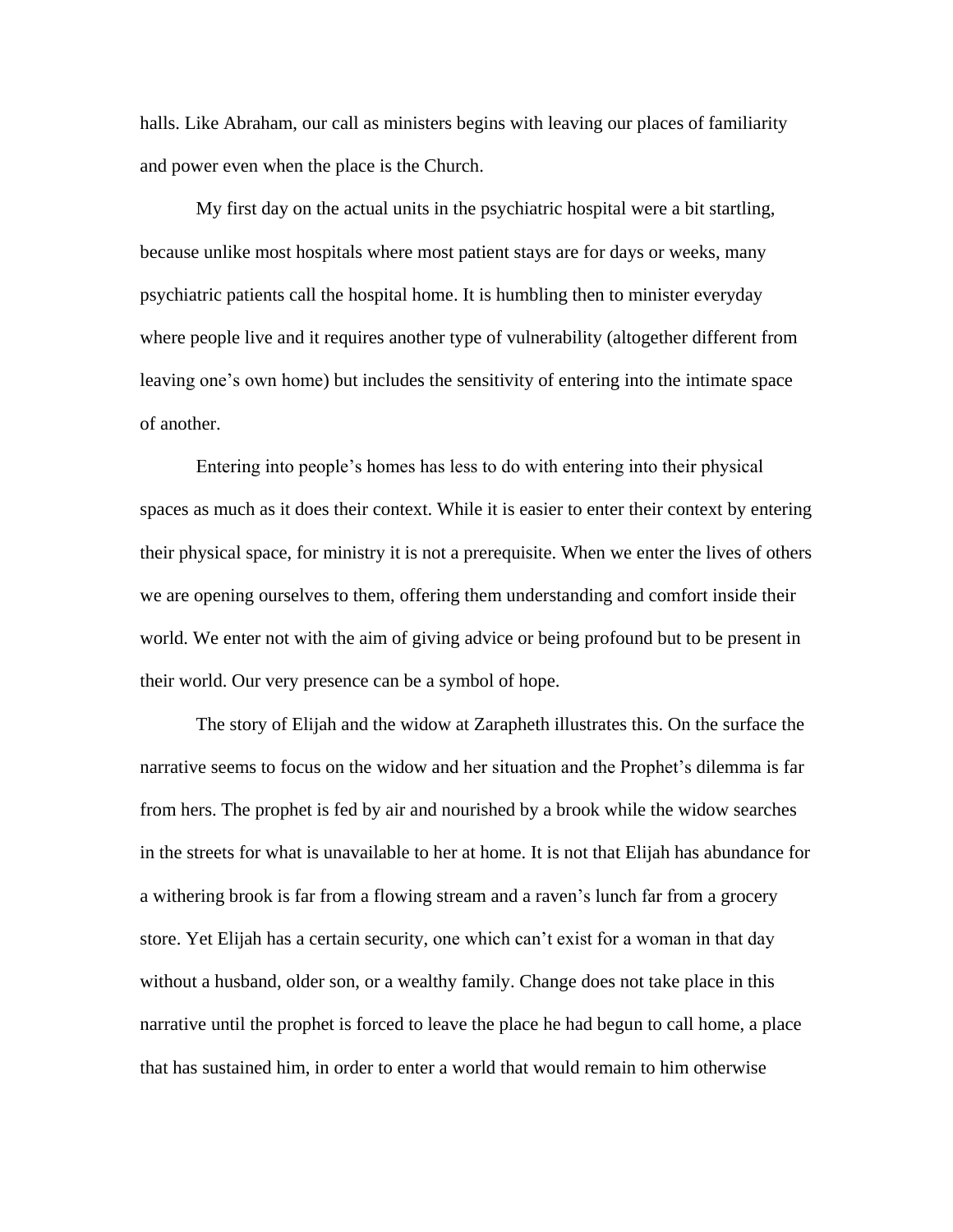halls. Like Abraham, our call as ministers begins with leaving our places of familiarity and power even when the place is the Church.

My first day on the actual units in the psychiatric hospital were a bit startling, because unlike most hospitals where most patient stays are for days or weeks, many psychiatric patients call the hospital home. It is humbling then to minister everyday where people live and it requires another type of vulnerability (altogether different from leaving one's own home) but includes the sensitivity of entering into the intimate space of another.

Entering into people's homes has less to do with entering into their physical spaces as much as it does their context. While it is easier to enter their context by entering their physical space, for ministry it is not a prerequisite. When we enter the lives of others we are opening ourselves to them, offering them understanding and comfort inside their world. We enter not with the aim of giving advice or being profound but to be present in their world. Our very presence can be a symbol of hope.

The story of Elijah and the widow at Zarapheth illustrates this. On the surface the narrative seems to focus on the widow and her situation and the Prophet's dilemma is far from hers. The prophet is fed by air and nourished by a brook while the widow searches in the streets for what is unavailable to her at home. It is not that Elijah has abundance for a withering brook is far from a flowing stream and a raven's lunch far from a grocery store. Yet Elijah has a certain security, one which can't exist for a woman in that day without a husband, older son, or a wealthy family. Change does not take place in this narrative until the prophet is forced to leave the place he had begun to call home, a place that has sustained him, in order to enter a world that would remain to him otherwise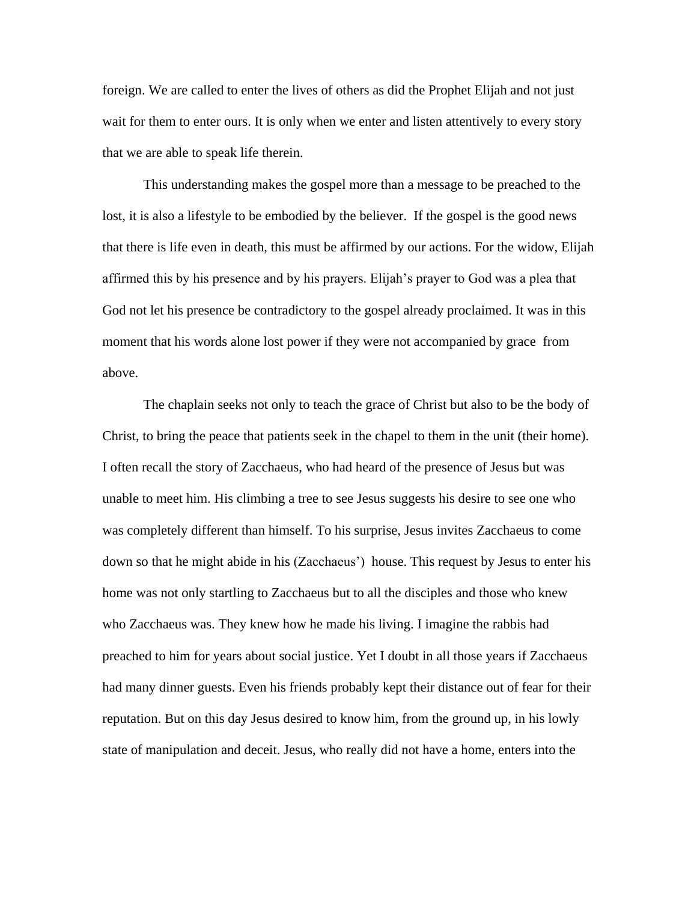foreign. We are called to enter the lives of others as did the Prophet Elijah and not just wait for them to enter ours. It is only when we enter and listen attentively to every story that we are able to speak life therein.

This understanding makes the gospel more than a message to be preached to the lost, it is also a lifestyle to be embodied by the believer. If the gospel is the good news that there is life even in death, this must be affirmed by our actions. For the widow, Elijah affirmed this by his presence and by his prayers. Elijah's prayer to God was a plea that God not let his presence be contradictory to the gospel already proclaimed. It was in this moment that his words alone lost power if they were not accompanied by grace from above.

The chaplain seeks not only to teach the grace of Christ but also to be the body of Christ, to bring the peace that patients seek in the chapel to them in the unit (their home). I often recall the story of Zacchaeus, who had heard of the presence of Jesus but was unable to meet him. His climbing a tree to see Jesus suggests his desire to see one who was completely different than himself. To his surprise, Jesus invites Zacchaeus to come down so that he might abide in his (Zacchaeus') house. This request by Jesus to enter his home was not only startling to Zacchaeus but to all the disciples and those who knew who Zacchaeus was. They knew how he made his living. I imagine the rabbis had preached to him for years about social justice. Yet I doubt in all those years if Zacchaeus had many dinner guests. Even his friends probably kept their distance out of fear for their reputation. But on this day Jesus desired to know him, from the ground up, in his lowly state of manipulation and deceit. Jesus, who really did not have a home, enters into the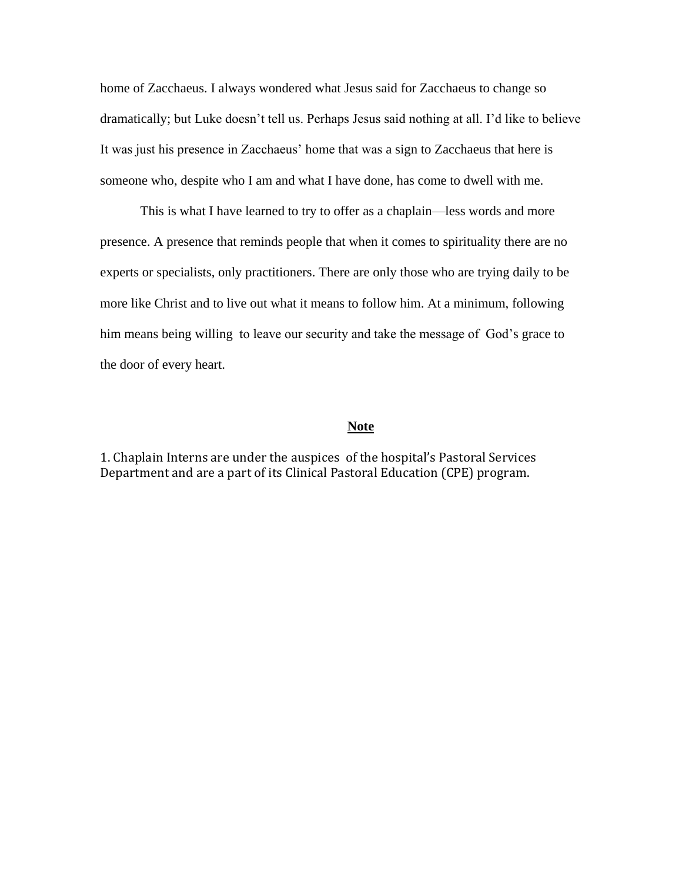home of Zacchaeus. I always wondered what Jesus said for Zacchaeus to change so dramatically; but Luke doesn't tell us. Perhaps Jesus said nothing at all. I'd like to believe It was just his presence in Zacchaeus' home that was a sign to Zacchaeus that here is someone who, despite who I am and what I have done, has come to dwell with me.

This is what I have learned to try to offer as a chaplain—less words and more presence. A presence that reminds people that when it comes to spirituality there are no experts or specialists, only practitioners. There are only those who are trying daily to be more like Christ and to live out what it means to follow him. At a minimum, following him means being willing  to leave our security and take the message of  God's grace to the door of every heart.

## Note

1. Chaplain Interns are under the auspices  of the hospital's Pastoral Services Department and are a part of its Clinical Pastoral Education (CPE) program.